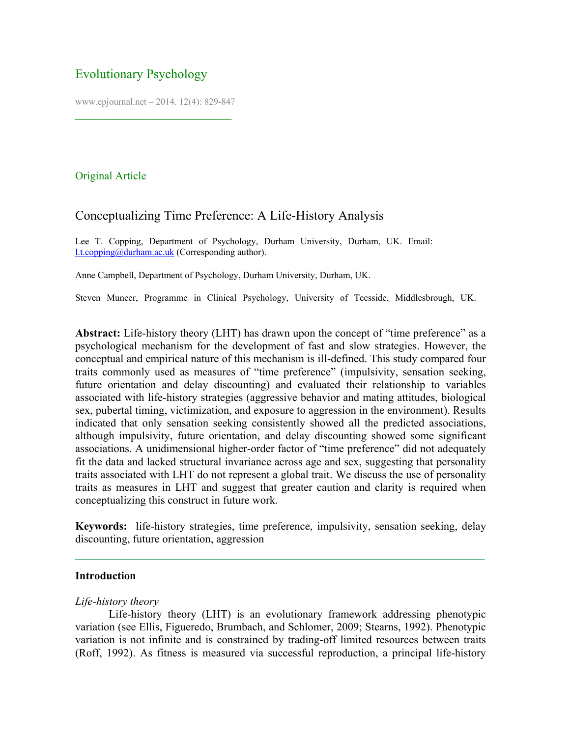# Evolutionary Psychology

Original Article

## Conceptualizing Time Preference: A Life-History Analysis

Lee T. Copping, Department of Psychology, Durham University, Durham, UK. Email: l.t.copping@durham.ac.uk (Corresponding author).

Anne Campbell, Department of Psychology, Durham University, Durham, UK.

Steven Muncer, Programme in Clinical Psychology, University of Teesside, Middlesbrough, UK.

**Abstract:** Life-history theory (LHT) has drawn upon the concept of "time preference" as a psychological mechanism for the development of fast and slow strategies. However, the conceptual and empirical nature of this mechanism is ill-defined. This study compared four traits commonly used as measures of "time preference" (impulsivity, sensation seeking, future orientation and delay discounting) and evaluated their relationship to variables associated with life-history strategies (aggressive behavior and mating attitudes, biological sex, pubertal timing, victimization, and exposure to aggression in the environment). Results indicated that only sensation seeking consistently showed all the predicted associations, although impulsivity, future orientation, and delay discounting showed some significant associations. A unidimensional higher-order factor of "time preference" did not adequately fit the data and lacked structural invariance across age and sex, suggesting that personality traits associated with LHT do not represent a global trait. We discuss the use of personality traits as measures in LHT and suggest that greater caution and clarity is required when conceptualizing this construct in future work.

**Keywords:** life-history strategies, time preference, impulsivity, sensation seeking, delay discounting, future orientation, aggression

### Introduction

*Life-history theory*

Life-history theory (LHT) is an evolutionary framework addressing phenotypic variation (see Ellis, Figueredo, Brumbach, and Schlomer, 2009; Stearns, 1992). Phenotypic variation is not infinite and is constrained by trading-off limited resources between traits (Roff, 1992). As fitness is measured via successful reproduction, a principal life-history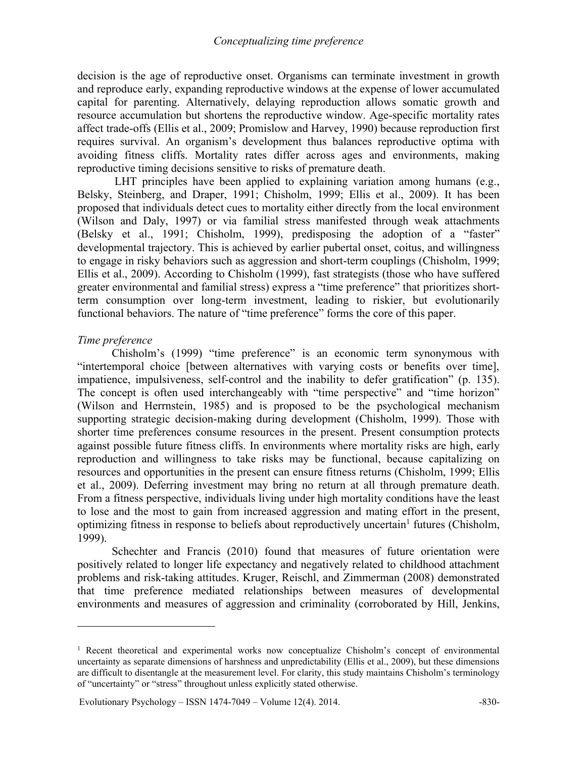decision is the age of reproductive onset. Organisms can terminate investment in growth and reproduce early, expanding reproductive windows at the expense of lower accumulated capital for parenting. Alternatively, delaying reproduction allows somatic growth and resource accumulation but shortens the reproductive window. Age-specific mortality rates affect trade-offs (Ellis et al., 2009; Promislow and Harvey, 1990) because reproduction first requires survival. An organism's development thus balances reproductive optima with avoiding fitness cliffs. Mortality rates differ across ages and environments, making reproductive timing decisions sensitive to risks of premature death.

LHT principles have been applied to explaining variation among humans (e.g., Belsky, Steinberg, and Draper, 1991; Chisholm, 1999; Ellis et al., 2009). It has been proposed that individuals detect cues to mortality either directly from the local environment (Wilson and Daly, 1997) or via familial stress manifested through weak attachments (Belsky et al., 1991; Chisholm, 1999), predisposing the adoption of a "faster" developmental trajectory. This is achieved by earlier pubertal onset, coitus, and willingness to engage in risky behaviors such as aggression and short-term couplings (Chisholm, 1999; Ellis et al., 2009). According to Chisholm (1999), fast strategists (those who have suffered greater environmental and familial stress) express a "time preference" that prioritizes short-term consumption over long-term investment, leading to riskier, but evolutionarily functional behaviors. The nature of "time preference" forms the core of this paper.

*Time preference*

Chisholm's (1999) "time preference" is an economic term synonymous with "intertemporal choice [between alternatives with varying costs or benefits over time], impatience, impulsiveness, self-control and the inability to defer gratification" (p. 135). The concept is often used interchangeably with "time perspective" and "time horizon" (Wilson and Herrnstein, 1985) and is proposed to be the psychological mechanism supporting strategic decision-making during development (Chisholm, 1999). Those with shorter time preferences consume resources in the present. Present consumption protects against possible future fitness cliffs. In environments where mortality risks are high, early reproduction and willingness to take risks may be functional, because capitalizing on resources and opportunities in the present can ensure fitness returns (Chisholm, 1999; Ellis et al., 2009). Deferring investment may bring no return at all through premature death. From a fitness perspective, individuals living under high mortality conditions have the least to lose and the most to gain from increased aggression and mating effort in the present, optimizing fitness in response to beliefs about reproductively uncertain[1] futures (Chisholm, 1999).

Schechter and Francis (2010) found that measures of future orientation were positively related to longer life expectancy and negatively related to childhood attachment problems and risk-taking attitudes. Kruger, Reischl, and Zimmerman (2008) demonstrated that time preference mediated relationships between measures of developmental environments and measures of aggression and criminality (corroborated by Hill, Jenkins,

---

[1] Recent theoretical and experimental works now conceptualize Chisholm's concept of environmental uncertainty as separate dimensions of harshness and unpredictability (Ellis et al., 2009), but these dimensions are difficult to disentangle at the measurement level. For clarity, this study maintains Chisholm's terminology of "uncertainty" or "stress" throughout unless explicitly stated otherwise.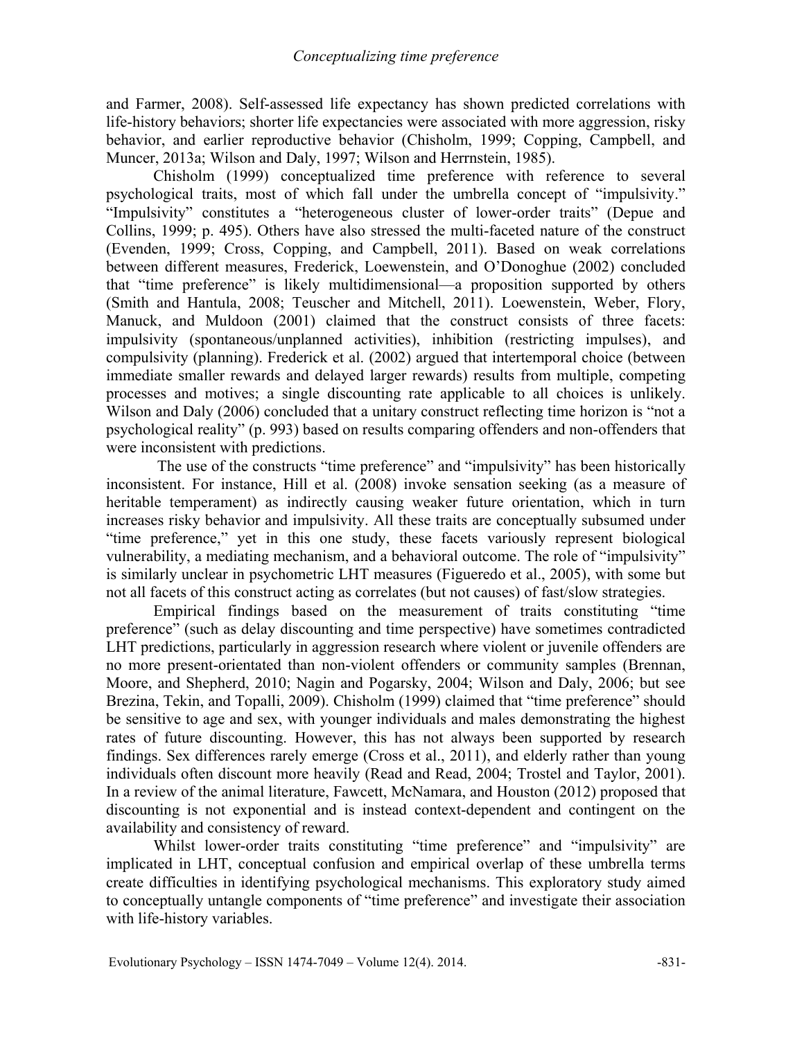and Farmer, 2008). Self-assessed life expectancy has shown predicted correlations with life-history behaviors; shorter life expectancies were associated with more aggression, risky behavior, and earlier reproductive behavior (Chisholm, 1999; Copping, Campbell, and Muncer, 2013a; Wilson and Daly, 1997; Wilson and Herrnstein, 1985).

Chisholm (1999) conceptualized time preference with reference to several psychological traits, most of which fall under the umbrella concept of "impulsivity." "Impulsivity" constitutes a "heterogeneous cluster of lower-order traits" (Depue and Collins, 1999; p. 495). Others have also stressed the multi-faceted nature of the construct (Evenden, 1999; Cross, Copping, and Campbell, 2011). Based on weak correlations between different measures, Frederick, Loewenstein, and O'Donoghue (2002) concluded that "time preference" is likely multidimensional—a proposition supported by others (Smith and Hantula, 2008; Teuscher and Mitchell, 2011). Loewenstein, Weber, Flory, Manuck, and Muldoon (2001) claimed that the construct consists of three facets: impulsivity (spontaneous/unplanned activities), inhibition (restricting impulses), and compulsivity (planning). Frederick et al. (2002) argued that intertemporal choice (between immediate smaller rewards and delayed larger rewards) results from multiple, competing processes and motives; a single discounting rate applicable to all choices is unlikely. Wilson and Daly (2006) concluded that a unitary construct reflecting time horizon is "not a psychological reality" (p. 993) based on results comparing offenders and non-offenders that were inconsistent with predictions.

The use of the constructs "time preference" and "impulsivity" has been historically inconsistent. For instance, Hill et al. (2008) invoke sensation seeking (as a measure of heritable temperament) as indirectly causing weaker future orientation, which in turn increases risky behavior and impulsivity. All these traits are conceptually subsumed under "time preference," yet in this one study, these facets variously represent biological vulnerability, a mediating mechanism, and a behavioral outcome. The role of "impulsivity" is similarly unclear in psychometric LHT measures (Figueredo et al., 2005), with some but not all facets of this construct acting as correlates (but not causes) of fast/slow strategies.

Empirical findings based on the measurement of traits constituting "time preference" (such as delay discounting and time perspective) have sometimes contradicted LHT predictions, particularly in aggression research where violent or juvenile offenders are no more present-orientated than non-violent offenders or community samples (Brennan, Moore, and Shepherd, 2010; Nagin and Pogarsky, 2004; Wilson and Daly, 2006; but see Brezina, Tekin, and Topalli, 2009). Chisholm (1999) claimed that "time preference" should be sensitive to age and sex, with younger individuals and males demonstrating the highest rates of future discounting. However, this has not always been supported by research findings. Sex differences rarely emerge (Cross et al., 2011), and elderly rather than young individuals often discount more heavily (Read and Read, 2004; Trostel and Taylor, 2001). In a review of the animal literature, Fawcett, McNamara, and Houston (2012) proposed that discounting is not exponential and is instead context-dependent and contingent on the availability and consistency of reward.

Whilst lower-order traits constituting "time preference" and "impulsivity" are implicated in LHT, conceptual confusion and empirical overlap of these umbrella terms create difficulties in identifying psychological mechanisms. This exploratory study aimed to conceptually untangle components of "time preference" and investigate their association with life-history variables.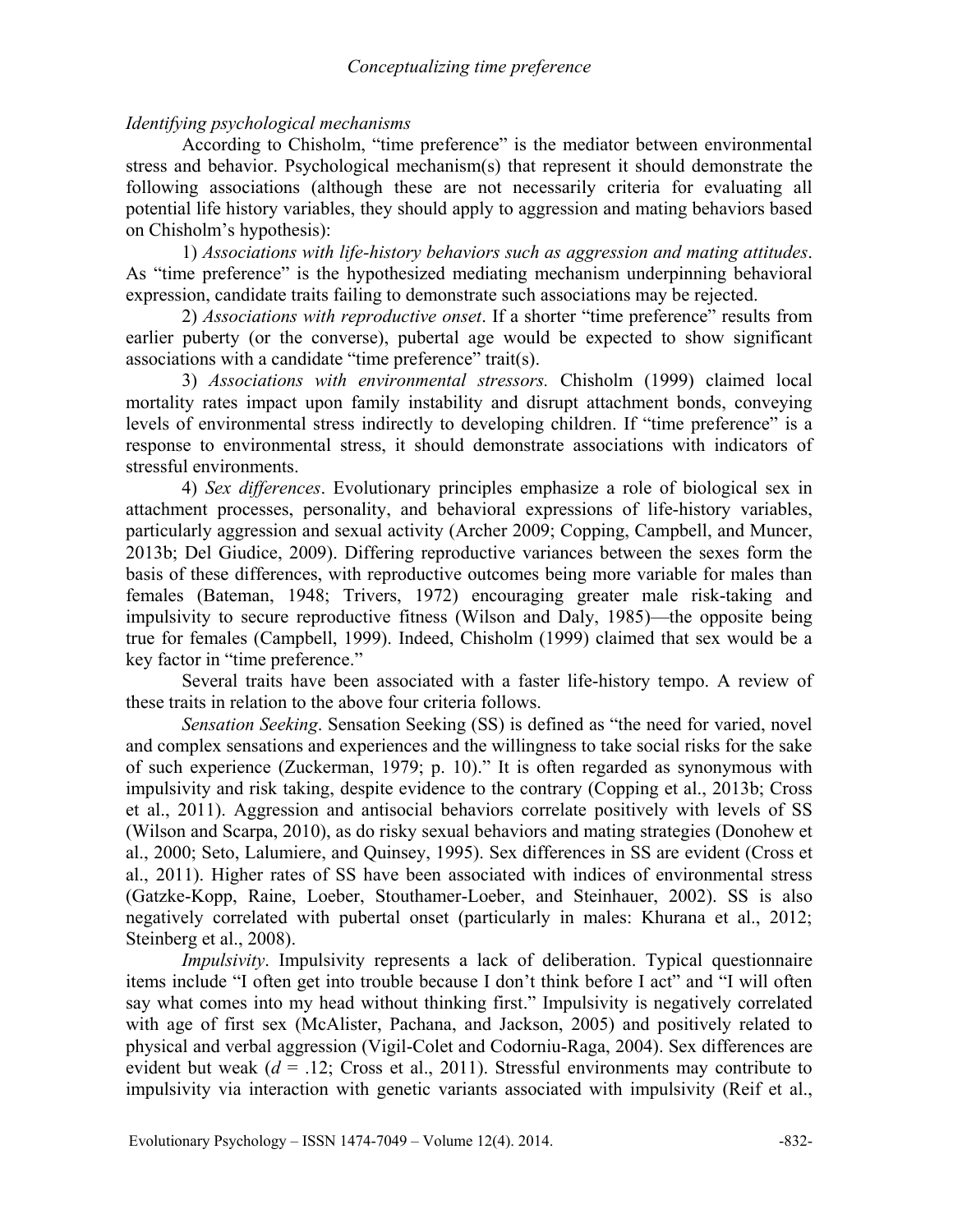*Identifying psychological mechanisms*

According to Chisholm, "time preference" is the mediator between environmental stress and behavior. Psychological mechanism(s) that represent it should demonstrate the following associations (although these are not necessarily criteria for evaluating all potential life history variables, they should apply to aggression and mating behaviors based on Chisholm's hypothesis):

1) *Associations with life-history behaviors such as aggression and mating attitudes*. As "time preference" is the hypothesized mediating mechanism underpinning behavioral expression, candidate traits failing to demonstrate such associations may be rejected.

2) *Associations with reproductive onset*. If a shorter "time preference" results from earlier puberty (or the converse), pubertal age would be expected to show significant associations with a candidate "time preference" trait(s).

3) *Associations with environmental stressors.* Chisholm (1999) claimed local mortality rates impact upon family instability and disrupt attachment bonds, conveying levels of environmental stress indirectly to developing children. If "time preference" is a response to environmental stress, it should demonstrate associations with indicators of stressful environments.

4) *Sex differences*. Evolutionary principles emphasize a role of biological sex in attachment processes, personality, and behavioral expressions of life-history variables, particularly aggression and sexual activity (Archer 2009; Copping, Campbell, and Muncer, 2013b; Del Giudice, 2009). Differing reproductive variances between the sexes form the basis of these differences, with reproductive outcomes being more variable for males than females (Bateman, 1948; Trivers, 1972) encouraging greater male risk-taking and impulsivity to secure reproductive fitness (Wilson and Daly, 1985)—the opposite being true for females (Campbell, 1999). Indeed, Chisholm (1999) claimed that sex would be a key factor in "time preference."

Several traits have been associated with a faster life-history tempo. A review of these traits in relation to the above four criteria follows.

*Sensation Seeking*. Sensation Seeking (SS) is defined as "the need for varied, novel and complex sensations and experiences and the willingness to take social risks for the sake of such experience (Zuckerman, 1979; p. 10)." It is often regarded as synonymous with impulsivity and risk taking, despite evidence to the contrary (Copping et al., 2013b; Cross et al., 2011). Aggression and antisocial behaviors correlate positively with levels of SS (Wilson and Scarpa, 2010), as do risky sexual behaviors and mating strategies (Donohew et al., 2000; Seto, Lalumiere, and Quinsey, 1995). Sex differences in SS are evident (Cross et al., 2011). Higher rates of SS have been associated with indices of environmental stress (Gatzke-Kopp, Raine, Loeber, Stouthamer-Loeber, and Steinhauer, 2002). SS is also negatively correlated with pubertal onset (particularly in males: Khurana et al., 2012; Steinberg et al., 2008).

*Impulsivity*. Impulsivity represents a lack of deliberation. Typical questionnaire items include "I often get into trouble because I don't think before I act" and "I will often say what comes into my head without thinking first." Impulsivity is negatively correlated with age of first sex (McAlister, Pachana, and Jackson, 2005) and positively related to physical and verbal aggression (Vigil-Colet and Codorniu-Raga, 2004). Sex differences are evident but weak ($d$ = .12; Cross et al., 2011). Stressful environments may contribute to impulsivity via interaction with genetic variants associated with impulsivity (Reif et al.,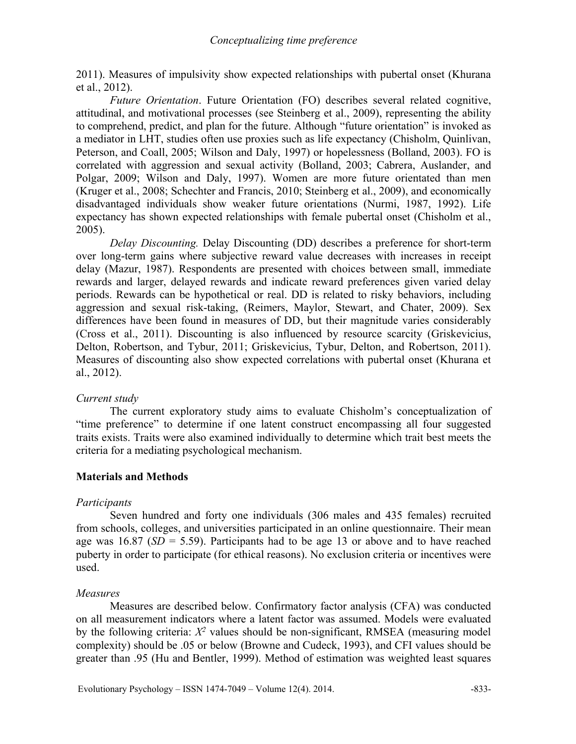2011). Measures of impulsivity show expected relationships with pubertal onset (Khurana et al., 2012).

*Future Orientation*. Future Orientation (FO) describes several related cognitive, attitudinal, and motivational processes (see Steinberg et al., 2009), representing the ability to comprehend, predict, and plan for the future. Although "future orientation" is invoked as a mediator in LHT, studies often use proxies such as life expectancy (Chisholm, Quinlivan, Peterson, and Coall, 2005; Wilson and Daly, 1997) or hopelessness (Bolland, 2003). FO is correlated with aggression and sexual activity (Bolland, 2003; Cabrera, Auslander, and Polgar, 2009; Wilson and Daly, 1997). Women are more future orientated than men (Kruger et al., 2008; Schechter and Francis, 2010; Steinberg et al., 2009), and economically disadvantaged individuals show weaker future orientations (Nurmi, 1987, 1992). Life expectancy has shown expected relationships with female pubertal onset (Chisholm et al., 2005).

*Delay Discounting.* Delay Discounting (DD) describes a preference for short-term over long-term gains where subjective reward value decreases with increases in receipt delay (Mazur, 1987). Respondents are presented with choices between small, immediate rewards and larger, delayed rewards and indicate reward preferences given varied delay periods. Rewards can be hypothetical or real. DD is related to risky behaviors, including aggression and sexual risk-taking, (Reimers, Maylor, Stewart, and Chater, 2009). Sex differences have been found in measures of DD, but their magnitude varies considerably (Cross et al., 2011). Discounting is also influenced by resource scarcity (Griskevicius, Delton, Robertson, and Tybur, 2011; Griskevicius, Tybur, Delton, and Robertson, 2011). Measures of discounting also show expected correlations with pubertal onset (Khurana et al., 2012).

### *Current study*

The current exploratory study aims to evaluate Chisholm's conceptualization of "time preference" to determine if one latent construct encompassing all four suggested traits exists. Traits were also examined individually to determine which trait best meets the criteria for a mediating psychological mechanism.

## Materials and Methods

### *Participants*

Seven hundred and forty one individuals (306 males and 435 females) recruited from schools, colleges, and universities participated in an online questionnaire. Their mean age was 16.87 ($SD$ = 5.59). Participants had to be age 13 or above and to have reached puberty in order to participate (for ethical reasons). No exclusion criteria or incentives were used.

### *Measures*

Measures are described below. Confirmatory factor analysis (CFA) was conducted on all measurement indicators where a latent factor was assumed. Models were evaluated by the following criteria: $X^2$ values should be non-significant, RMSEA (measuring model complexity) should be .05 or below (Browne and Cudeck, 1993), and CFI values should be greater than .95 (Hu and Bentler, 1999). Method of estimation was weighted least squares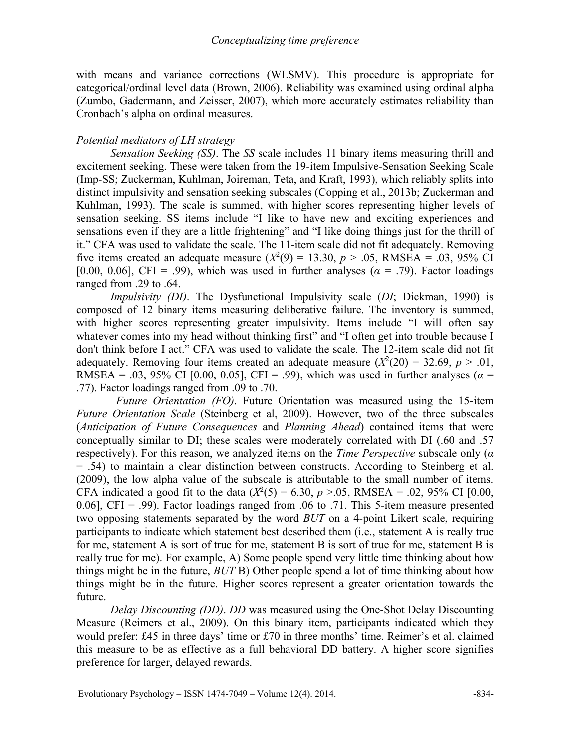with means and variance corrections (WLSMV). This procedure is appropriate for categorical/ordinal level data (Brown, 2006). Reliability was examined using ordinal alpha (Zumbo, Gadermann, and Zeisser, 2007), which more accurately estimates reliability than Cronbach's alpha on ordinal measures.

### *Potential mediators of LH strategy*

*Sensation Seeking (SS)*. The *SS* scale includes 11 binary items measuring thrill and excitement seeking. These were taken from the 19-item Impulsive-Sensation Seeking Scale (Imp-SS; Zuckerman, Kuhlman, Joireman, Teta, and Kraft, 1993), which reliably splits into distinct impulsivity and sensation seeking subscales (Copping et al., 2013b; Zuckerman and Kuhlman, 1993). The scale is summed, with higher scores representing higher levels of sensation seeking. SS items include "I like to have new and exciting experiences and sensations even if they are a little frightening" and "I like doing things just for the thrill of it." CFA was used to validate the scale. The 11-item scale did not fit adequately. Removing five items created an adequate measure ($X^2(9) = 13.30$, $p > .05$, RMSEA = .03, 95% CI [0.00, 0.06], CFI = .99), which was used in further analyses ($\alpha = .79$). Factor loadings ranged from .29 to .64.

*Impulsivity (DI)*. The Dysfunctional Impulsivity scale (*DI*; Dickman, 1990) is composed of 12 binary items measuring deliberative failure. The inventory is summed, with higher scores representing greater impulsivity. Items include "I will often say whatever comes into my head without thinking first" and "I often get into trouble because I don't think before I act." CFA was used to validate the scale. The 12-item scale did not fit adequately. Removing four items created an adequate measure ($X^2(20) = 32.69$, $p > .01$, RMSEA = .03, 95% CI [0.00, 0.05], CFI = .99), which was used in further analyses ($\alpha = .77$). Factor loadings ranged from .09 to .70.

*Future Orientation (FO)*. Future Orientation was measured using the 15-item *Future Orientation Scale* (Steinberg et al, 2009). However, two of the three subscales (*Anticipation of Future Consequences* and *Planning Ahead*) contained items that were conceptually similar to DI; these scales were moderately correlated with DI (.60 and .57 respectively). For this reason, we analyzed items on the *Time Perspective* subscale only ($\alpha = .54$) to maintain a clear distinction between constructs. According to Steinberg et al. (2009), the low alpha value of the subscale is attributable to the small number of items. CFA indicated a good fit to the data ($X^2(5) = 6.30$, $p > .05$, RMSEA = .02, 95% CI [0.00, 0.06], CFI = .99). Factor loadings ranged from .06 to .71. This 5-item measure presented two opposing statements separated by the word *BUT* on a 4-point Likert scale, requiring participants to indicate which statement best described them (i.e., statement A is really true for me, statement A is sort of true for me, statement B is sort of true for me, statement B is really true for me). For example, A) Some people spend very little time thinking about how things might be in the future, *BUT* B) Other people spend a lot of time thinking about how things might be in the future. Higher scores represent a greater orientation towards the future.

*Delay Discounting (DD)*. *DD* was measured using the One-Shot Delay Discounting Measure (Reimers et al., 2009). On this binary item, participants indicated which they would prefer: £45 in three days' time or £70 in three months' time. Reimer's et al. claimed this measure to be as effective as a full behavioral DD battery. A higher score signifies preference for larger, delayed rewards.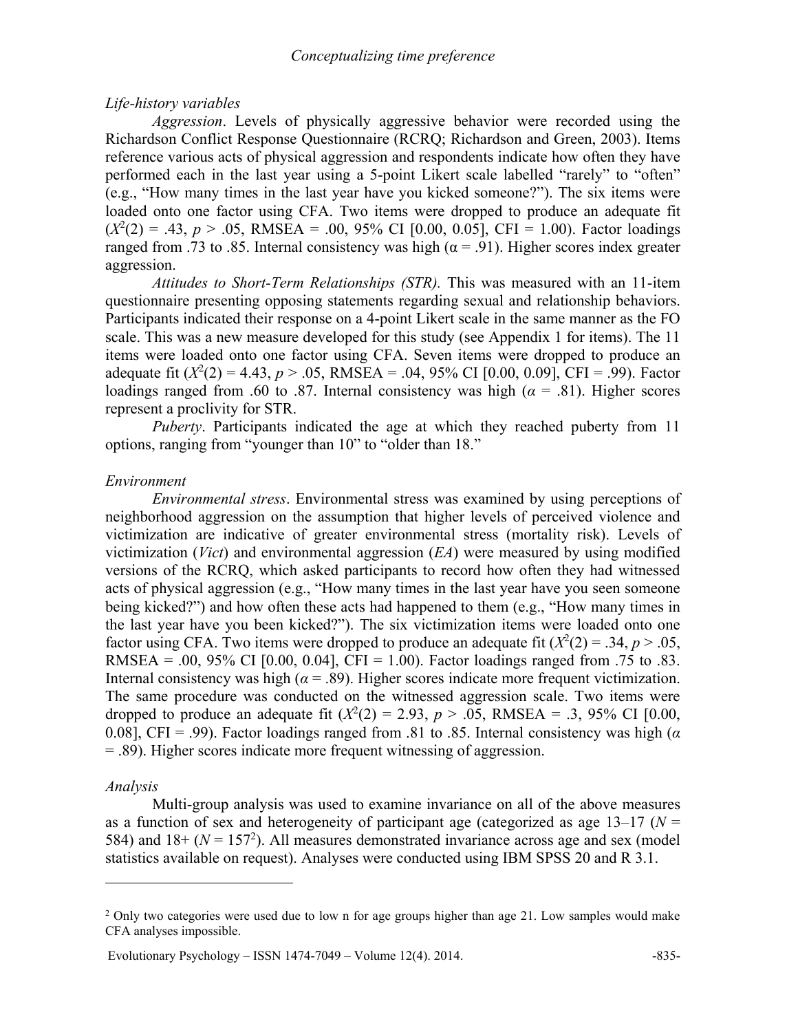*Life-history variables*

*Aggression*. Levels of physically aggressive behavior were recorded using the Richardson Conflict Response Questionnaire (RCRQ; Richardson and Green, 2003). Items reference various acts of physical aggression and respondents indicate how often they have performed each in the last year using a 5-point Likert scale labelled "rarely" to "often" (e.g., "How many times in the last year have you kicked someone?"). The six items were loaded onto one factor using CFA. Two items were dropped to produce an adequate fit ($X^2(2) = .43$, $p > .05$, RMSEA = .00, 95% CI [0.00, 0.05], CFI = 1.00). Factor loadings ranged from .73 to .85. Internal consistency was high ($\alpha = .91$). Higher scores index greater aggression.

*Attitudes to Short-Term Relationships (STR).* This was measured with an 11-item questionnaire presenting opposing statements regarding sexual and relationship behaviors. Participants indicated their response on a 4-point Likert scale in the same manner as the FO scale. This was a new measure developed for this study (see Appendix 1 for items). The 11 items were loaded onto one factor using CFA. Seven items were dropped to produce an adequate fit ($X^2(2) = 4.43$, $p > .05$, RMSEA = .04, 95% CI [0.00, 0.09], CFI = .99). Factor loadings ranged from .60 to .87. Internal consistency was high ($\alpha = .81$). Higher scores represent a proclivity for STR.

*Puberty*. Participants indicated the age at which they reached puberty from 11 options, ranging from "younger than 10" to "older than 18."

*Environment*

*Environmental stress*. Environmental stress was examined by using perceptions of neighborhood aggression on the assumption that higher levels of perceived violence and victimization are indicative of greater environmental stress (mortality risk). Levels of victimization (*Vict*) and environmental aggression (*EA*) were measured by using modified versions of the RCRQ, which asked participants to record how often they had witnessed acts of physical aggression (e.g., "How many times in the last year have you seen someone being kicked?") and how often these acts had happened to them (e.g., "How many times in the last year have you been kicked?"). The six victimization items were loaded onto one factor using CFA. Two items were dropped to produce an adequate fit ($X^2(2) = .34$, $p > .05$, RMSEA = .00, 95% CI [0.00, 0.04], CFI = 1.00). Factor loadings ranged from .75 to .83. Internal consistency was high ($\alpha = .89$). Higher scores indicate more frequent victimization. The same procedure was conducted on the witnessed aggression scale. Two items were dropped to produce an adequate fit ($X^2(2) = 2.93$, $p > .05$, RMSEA = .3, 95% CI [0.00, 0.08], CFI = .99). Factor loadings ranged from .81 to .85. Internal consistency was high ($\alpha = .89$). Higher scores indicate more frequent witnessing of aggression.

*Analysis*

Multi-group analysis was used to examine invariance on all of the above measures as a function of sex and heterogeneity of participant age (categorized as age 13–17 ($N = 584$) and 18+ ($N = 157$[2]). All measures demonstrated invariance across age and sex (model statistics available on request). Analyses were conducted using IBM SPSS 20 and R 3.1.

---

[2] Only two categories were used due to low n for age groups higher than age 21. Low samples would make CFA analyses impossible.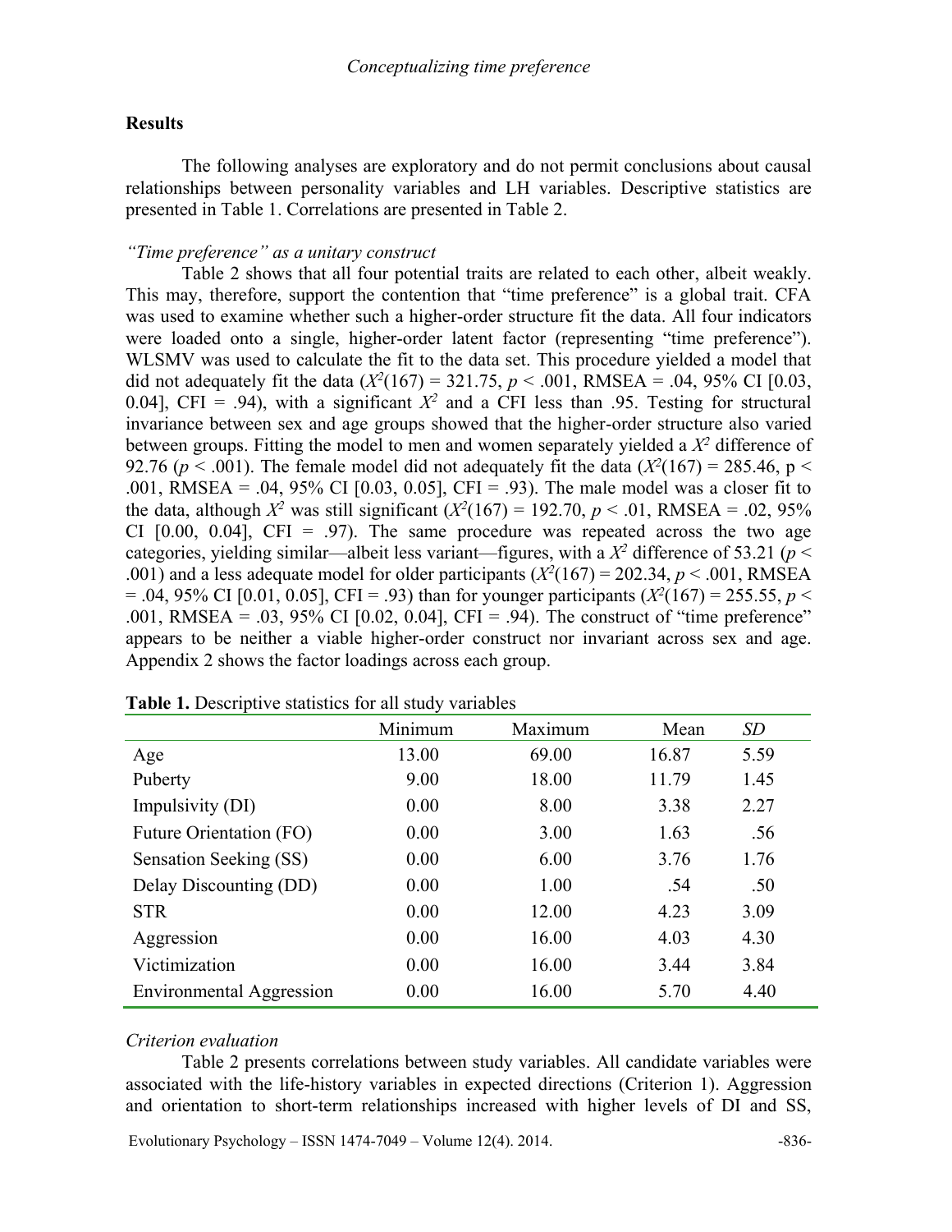## Results

The following analyses are exploratory and do not permit conclusions about causal relationships between personality variables and LH variables. Descriptive statistics are presented in Table 1. Correlations are presented in Table 2.

### *"Time preference" as a unitary construct*

Table 2 shows that all four potential traits are related to each other, albeit weakly. This may, therefore, support the contention that "time preference" is a global trait. CFA was used to examine whether such a higher-order structure fit the data. All four indicators were loaded onto a single, higher-order latent factor (representing "time preference"). WLSMV was used to calculate the fit to the data set. This procedure yielded a model that did not adequately fit the data ($X^2(167) = 321.75$, $p < .001$, RMSEA = .04, 95% CI [0.03, 0.04], CFI = .94), with a significant $X^2$ and a CFI less than .95. Testing for structural invariance between sex and age groups showed that the higher-order structure also varied between groups. Fitting the model to men and women separately yielded a $X^2$ difference of 92.76 ($p < .001$). The female model did not adequately fit the data ($X^2(167) = 285.46$, $p < .001$, RMSEA = .04, 95% CI [0.03, 0.05], CFI = .93). The male model was a closer fit to the data, although $X^2$ was still significant ($X^2(167) = 192.70$, $p < .01$, RMSEA = .02, 95% CI [0.00, 0.04], CFI = .97). The same procedure was repeated across the two age categories, yielding similar—albeit less variant—figures, with a $X^2$ difference of 53.21 ($p < .001$) and a less adequate model for older participants ($X^2(167) = 202.34$, $p < .001$, RMSEA = .04, 95% CI [0.01, 0.05], CFI = .93) than for younger participants ($X^2(167) = 255.55$, $p < .001$, RMSEA = .03, 95% CI [0.02, 0.04], CFI = .94). The construct of "time preference" appears to be neither a viable higher-order construct nor invariant across sex and age. Appendix 2 shows the factor loadings across each group.

**Table 1.** Descriptive statistics for all study variables

| | Minimum | Maximum | Mean | *SD* |
|---|---|---|---|---|
| Age | 13.00 | 69.00 | 16.87 | 5.59 |
| Puberty | 9.00 | 18.00 | 11.79 | 1.45 |
| Impulsivity (DI) | 0.00 | 8.00 | 3.38 | 2.27 |
| Future Orientation (FO) | 0.00 | 3.00 | 1.63 | .56 |
| Sensation Seeking (SS) | 0.00 | 6.00 | 3.76 | 1.76 |
| Delay Discounting (DD) | 0.00 | 1.00 | .54 | .50 |
| STR | 0.00 | 12.00 | 4.23 | 3.09 |
| Aggression | 0.00 | 16.00 | 4.03 | 4.30 |
| Victimization | 0.00 | 16.00 | 3.44 | 3.84 |
| Environmental Aggression | 0.00 | 16.00 | 5.70 | 4.40 |

### *Criterion evaluation*

Table 2 presents correlations between study variables. All candidate variables were associated with the life-history variables in expected directions (Criterion 1). Aggression and orientation to short-term relationships increased with higher levels of DI and SS,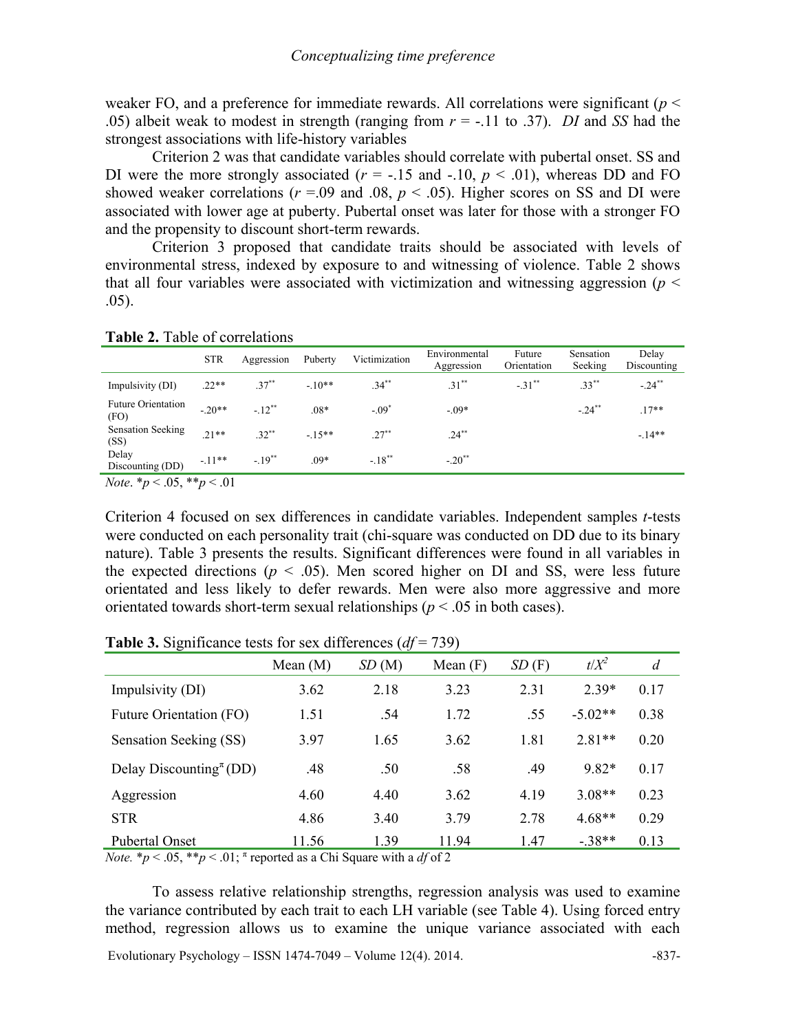weaker FO, and a preference for immediate rewards. All correlations were significant ($p < .05$) albeit weak to modest in strength (ranging from $r = -.11$ to .37). *DI* and *SS* had the strongest associations with life-history variables

Criterion 2 was that candidate variables should correlate with pubertal onset. SS and DI were the more strongly associated ($r = -.15$ and -.10, $p < .01$), whereas DD and FO showed weaker correlations ($r = .09$ and .08, $p < .05$). Higher scores on SS and DI were associated with lower age at puberty. Pubertal onset was later for those with a stronger FO and the propensity to discount short-term rewards.

Criterion 3 proposed that candidate traits should be associated with levels of environmental stress, indexed by exposure to and witnessing of violence. Table 2 shows that all four variables were associated with victimization and witnessing aggression ($p < .05$).

**Table 2.** Table of correlations

| | STR | Aggression | Puberty | Victimization | Environmental Aggression | Future Orientation | Sensation Seeking | Delay Discounting |
|---|---|---|---|---|---|---|---|---|
| Impulsivity (DI) | .22** | .37** | -.10** | .34** | .31** | -.31** | .33** | -.24** |
| Future Orientation (FO) | -.20** | -.12** | .08* | -.09* | -.09* | | -.24** | .17** |
| Sensation Seeking (SS) | .21** | .32** | -.15** | .27** | .24** | | | -.14** |
| Delay Discounting (DD) | -.11** | -.19** | .09* | -.18** | -.20** | | | |

*Note*. *$p < .05$, **$p < .01$

Criterion 4 focused on sex differences in candidate variables. Independent samples *t*-tests were conducted on each personality trait (chi-square was conducted on DD due to its binary nature). Table 3 presents the results. Significant differences were found in all variables in the expected directions ($p < .05$). Men scored higher on DI and SS, were less future orientated and less likely to defer rewards. Men were also more aggressive and more orientated towards short-term sexual relationships ($p < .05$ in both cases).

**Table 3.** Significance tests for sex differences ($df = 739$)

| | Mean (M) | *SD* (M) | Mean (F) | *SD* (F) | $t/X^2$ | *d* |
|---|---|---|---|---|---|---|
| Impulsivity (DI) | 3.62 | 2.18 | 3.23 | 2.31 | 2.39* | 0.17 |
| Future Orientation (FO) | 1.51 | .54 | 1.72 | .55 | -5.02** | 0.38 |
| Sensation Seeking (SS) | 3.97 | 1.65 | 3.62 | 1.81 | 2.81** | 0.20 |
| Delay Discounting$^{\pi}$ (DD) | .48 | .50 | .58 | .49 | 9.82* | 0.17 |
| Aggression | 4.60 | 4.40 | 3.62 | 4.19 | 3.08** | 0.23 |
| STR | 4.86 | 3.40 | 3.79 | 2.78 | 4.68** | 0.29 |
| Pubertal Onset | 11.56 | 1.39 | 11.94 | 1.47 | -.38** | 0.13 |

*Note.* *$p < .05$, **$p < .01$; $^{\pi}$ reported as a Chi Square with a *df* of 2

To assess relative relationship strengths, regression analysis was used to examine the variance contributed by each trait to each LH variable (see Table 4). Using forced entry method, regression allows us to examine the unique variance associated with each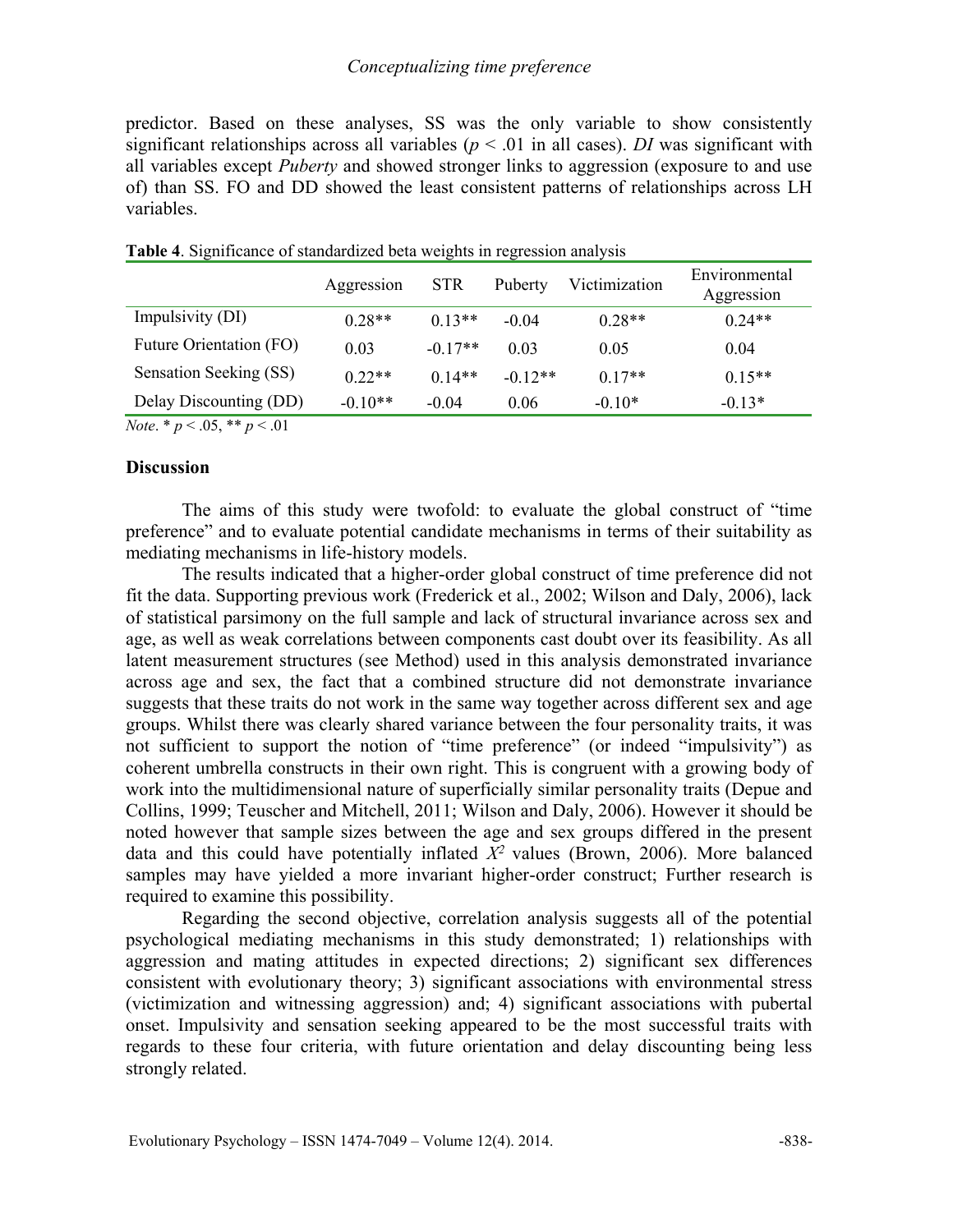predictor. Based on these analyses, SS was the only variable to show consistently significant relationships across all variables ($p < .01$ in all cases). *DI* was significant with all variables except *Puberty* and showed stronger links to aggression (exposure to and use of) than SS. FO and DD showed the least consistent patterns of relationships across LH variables.

**Table 4**. Significance of standardized beta weights in regression analysis

| | Aggression | STR | Puberty | Victimization | Environmental Aggression |
|---|---|---|---|---|---|
| Impulsivity (DI) | 0.28** | 0.13** | -0.04 | 0.28** | 0.24** |
| Future Orientation (FO) | 0.03 | -0.17** | 0.03 | 0.05 | 0.04 |
| Sensation Seeking (SS) | 0.22** | 0.14** | -0.12** | 0.17** | 0.15** |
| Delay Discounting (DD) | -0.10** | -0.04 | 0.06 | -0.10* | -0.13* |

*Note*. * $p < .05$, ** $p < .01$

## Discussion

The aims of this study were twofold: to evaluate the global construct of "time preference" and to evaluate potential candidate mechanisms in terms of their suitability as mediating mechanisms in life-history models.

The results indicated that a higher-order global construct of time preference did not fit the data. Supporting previous work (Frederick et al., 2002; Wilson and Daly, 2006), lack of statistical parsimony on the full sample and lack of structural invariance across sex and age, as well as weak correlations between components cast doubt over its feasibility. As all latent measurement structures (see Method) used in this analysis demonstrated invariance across age and sex, the fact that a combined structure did not demonstrate invariance suggests that these traits do not work in the same way together across different sex and age groups. Whilst there was clearly shared variance between the four personality traits, it was not sufficient to support the notion of "time preference" (or indeed "impulsivity") as coherent umbrella constructs in their own right. This is congruent with a growing body of work into the multidimensional nature of superficially similar personality traits (Depue and Collins, 1999; Teuscher and Mitchell, 2011; Wilson and Daly, 2006). However it should be noted however that sample sizes between the age and sex groups differed in the present data and this could have potentially inflated $X^2$ values (Brown, 2006). More balanced samples may have yielded a more invariant higher-order construct; Further research is required to examine this possibility.

Regarding the second objective, correlation analysis suggests all of the potential psychological mediating mechanisms in this study demonstrated; 1) relationships with aggression and mating attitudes in expected directions; 2) significant sex differences consistent with evolutionary theory; 3) significant associations with environmental stress (victimization and witnessing aggression) and; 4) significant associations with pubertal onset. Impulsivity and sensation seeking appeared to be the most successful traits with regards to these four criteria, with future orientation and delay discounting being less strongly related.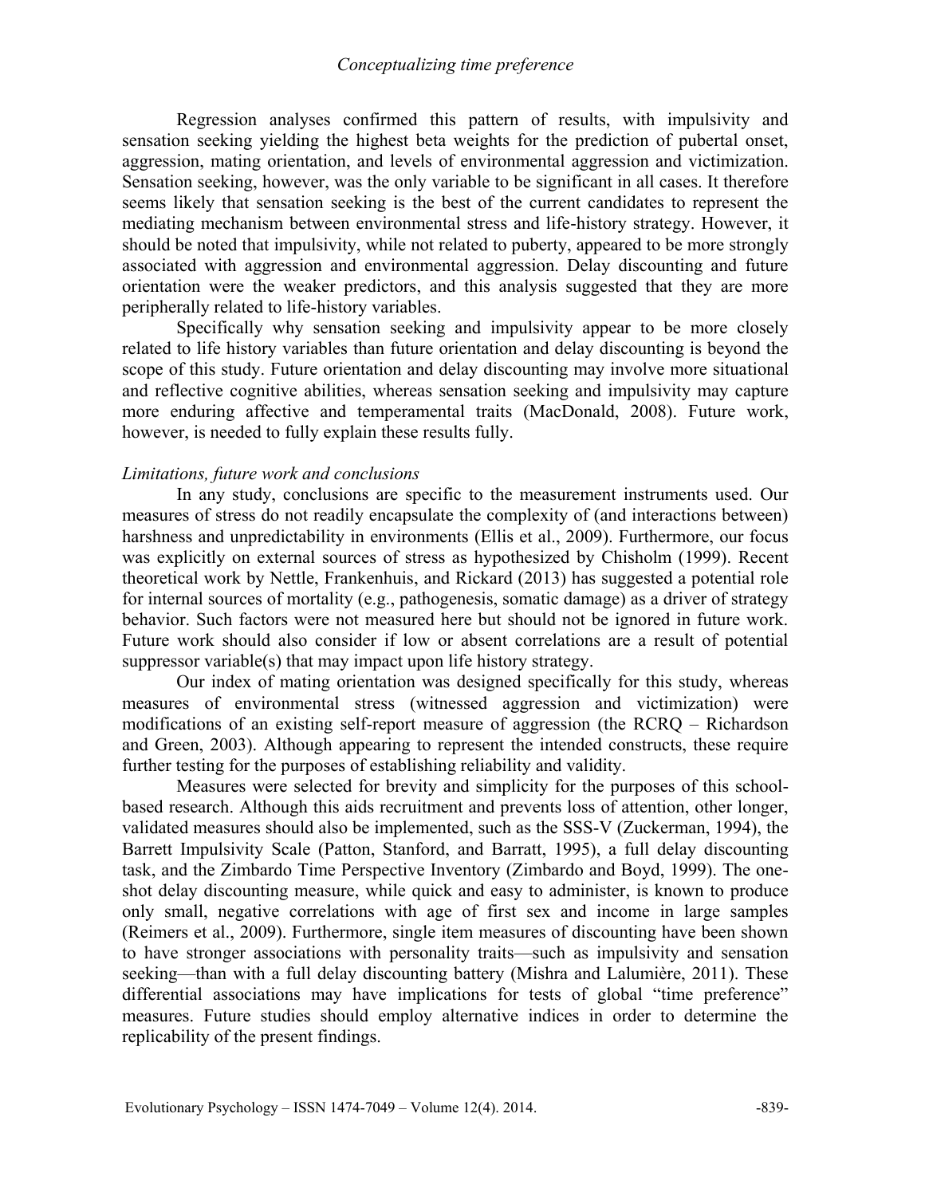Regression analyses confirmed this pattern of results, with impulsivity and sensation seeking yielding the highest beta weights for the prediction of pubertal onset, aggression, mating orientation, and levels of environmental aggression and victimization. Sensation seeking, however, was the only variable to be significant in all cases. It therefore seems likely that sensation seeking is the best of the current candidates to represent the mediating mechanism between environmental stress and life-history strategy. However, it should be noted that impulsivity, while not related to puberty, appeared to be more strongly associated with aggression and environmental aggression. Delay discounting and future orientation were the weaker predictors, and this analysis suggested that they are more peripherally related to life-history variables.

Specifically why sensation seeking and impulsivity appear to be more closely related to life history variables than future orientation and delay discounting is beyond the scope of this study. Future orientation and delay discounting may involve more situational and reflective cognitive abilities, whereas sensation seeking and impulsivity may capture more enduring affective and temperamental traits (MacDonald, 2008). Future work, however, is needed to fully explain these results fully.

*Limitations, future work and conclusions*

In any study, conclusions are specific to the measurement instruments used. Our measures of stress do not readily encapsulate the complexity of (and interactions between) harshness and unpredictability in environments (Ellis et al., 2009). Furthermore, our focus was explicitly on external sources of stress as hypothesized by Chisholm (1999). Recent theoretical work by Nettle, Frankenhuis, and Rickard (2013) has suggested a potential role for internal sources of mortality (e.g., pathogenesis, somatic damage) as a driver of strategy behavior. Such factors were not measured here but should not be ignored in future work. Future work should also consider if low or absent correlations are a result of potential suppressor variable(s) that may impact upon life history strategy.

Our index of mating orientation was designed specifically for this study, whereas measures of environmental stress (witnessed aggression and victimization) were modifications of an existing self-report measure of aggression (the RCRQ – Richardson and Green, 2003). Although appearing to represent the intended constructs, these require further testing for the purposes of establishing reliability and validity.

Measures were selected for brevity and simplicity for the purposes of this school-based research. Although this aids recruitment and prevents loss of attention, other longer, validated measures should also be implemented, such as the SSS-V (Zuckerman, 1994), the Barrett Impulsivity Scale (Patton, Stanford, and Barratt, 1995), a full delay discounting task, and the Zimbardo Time Perspective Inventory (Zimbardo and Boyd, 1999). The one-shot delay discounting measure, while quick and easy to administer, is known to produce only small, negative correlations with age of first sex and income in large samples (Reimers et al., 2009). Furthermore, single item measures of discounting have been shown to have stronger associations with personality traits—such as impulsivity and sensation seeking—than with a full delay discounting battery (Mishra and Lalumière, 2011). These differential associations may have implications for tests of global "time preference" measures. Future studies should employ alternative indices in order to determine the replicability of the present findings.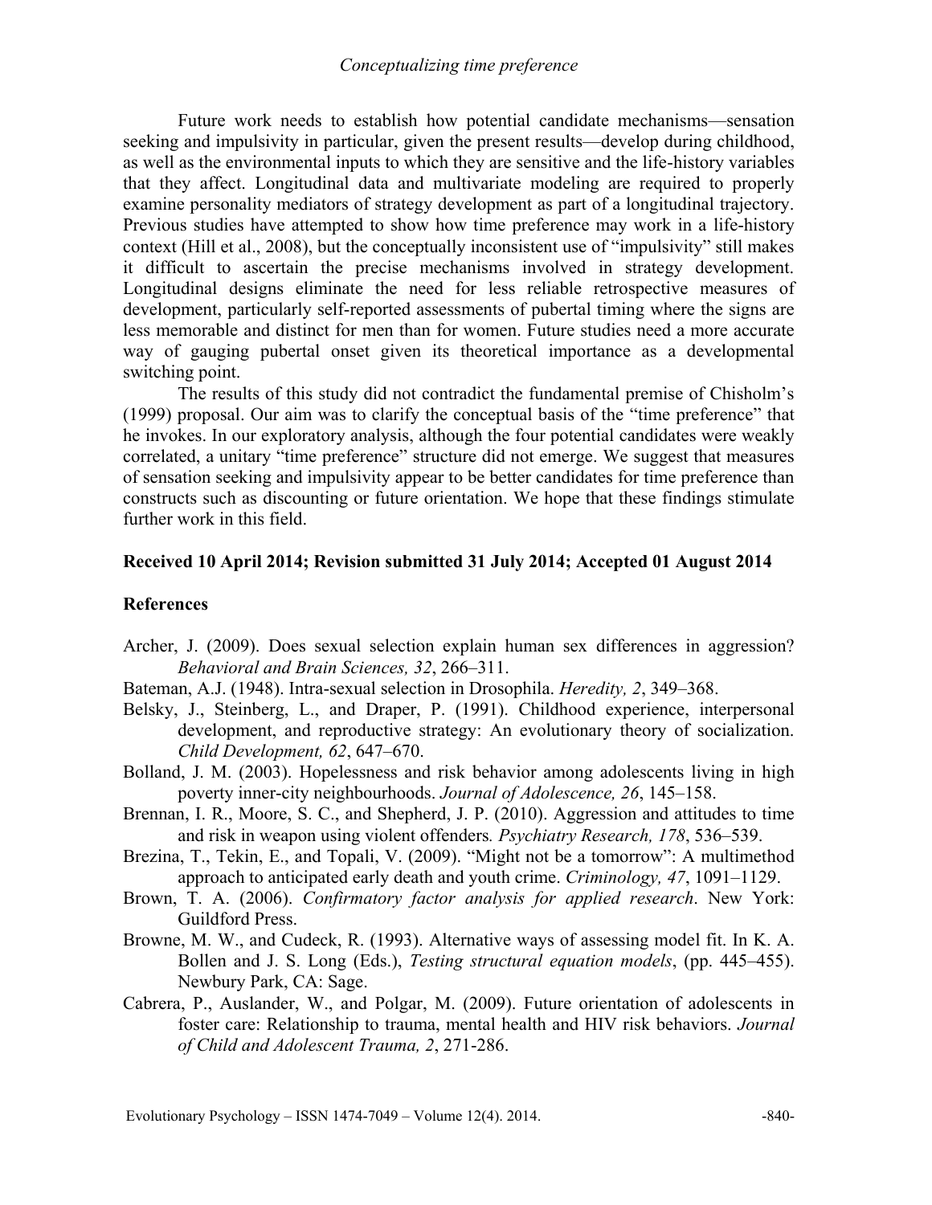Future work needs to establish how potential candidate mechanisms—sensation seeking and impulsivity in particular, given the present results—develop during childhood, as well as the environmental inputs to which they are sensitive and the life-history variables that they affect. Longitudinal data and multivariate modeling are required to properly examine personality mediators of strategy development as part of a longitudinal trajectory. Previous studies have attempted to show how time preference may work in a life-history context (Hill et al., 2008), but the conceptually inconsistent use of "impulsivity" still makes it difficult to ascertain the precise mechanisms involved in strategy development. Longitudinal designs eliminate the need for less reliable retrospective measures of development, particularly self-reported assessments of pubertal timing where the signs are less memorable and distinct for men than for women. Future studies need a more accurate way of gauging pubertal onset given its theoretical importance as a developmental switching point.

The results of this study did not contradict the fundamental premise of Chisholm's (1999) proposal. Our aim was to clarify the conceptual basis of the "time preference" that he invokes. In our exploratory analysis, although the four potential candidates were weakly correlated, a unitary "time preference" structure did not emerge. We suggest that measures of sensation seeking and impulsivity appear to be better candidates for time preference than constructs such as discounting or future orientation. We hope that these findings stimulate further work in this field.

**Received 10 April 2014; Revision submitted 31 July 2014; Accepted 01 August 2014**

## References

Archer, J. (2009). Does sexual selection explain human sex differences in aggression? *Behavioral and Brain Sciences, 32*, 266–311.

Bateman, A.J. (1948). Intra-sexual selection in Drosophila. *Heredity, 2*, 349–368.

Belsky, J., Steinberg, L., and Draper, P. (1991). Childhood experience, interpersonal development, and reproductive strategy: An evolutionary theory of socialization. *Child Development, 62*, 647–670.

Bolland, J. M. (2003). Hopelessness and risk behavior among adolescents living in high poverty inner-city neighbourhoods. *Journal of Adolescence, 26*, 145–158.

Brennan, I. R., Moore, S. C., and Shepherd, J. P. (2010). Aggression and attitudes to time and risk in weapon using violent offenders*. Psychiatry Research, 178*, 536–539.

Brezina, T., Tekin, E., and Topali, V. (2009). "Might not be a tomorrow": A multimethod approach to anticipated early death and youth crime. *Criminology, 47*, 1091–1129.

Brown, T. A. (2006). *Confirmatory factor analysis for applied research*. New York: Guildford Press.

Browne, M. W., and Cudeck, R. (1993). Alternative ways of assessing model fit. In K. A. Bollen and J. S. Long (Eds.), *Testing structural equation models*, (pp. 445–455). Newbury Park, CA: Sage.

Cabrera, P., Auslander, W., and Polgar, M. (2009). Future orientation of adolescents in foster care: Relationship to trauma, mental health and HIV risk behaviors. *Journal of Child and Adolescent Trauma, 2*, 271-286.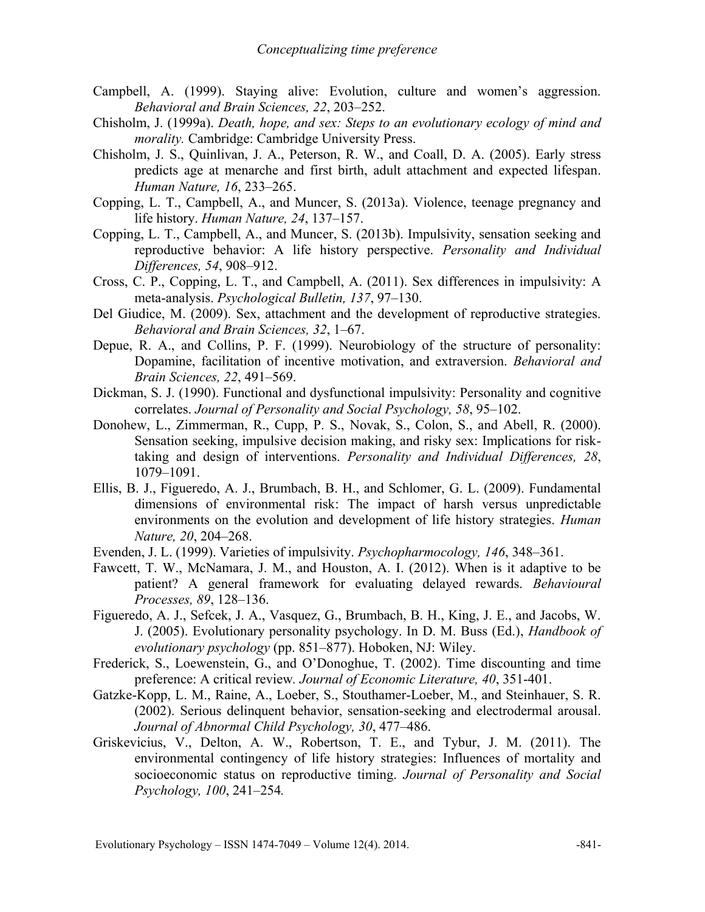Campbell, A. (1999). Staying alive: Evolution, culture and women's aggression. *Behavioral and Brain Sciences, 22*, 203–252.

Chisholm, J. (1999a). *Death, hope, and sex: Steps to an evolutionary ecology of mind and morality.* Cambridge: Cambridge University Press.

Chisholm, J. S., Quinlivan, J. A., Peterson, R. W., and Coall, D. A. (2005). Early stress predicts age at menarche and first birth, adult attachment and expected lifespan. *Human Nature, 16*, 233–265.

Copping, L. T., Campbell, A., and Muncer, S. (2013a). Violence, teenage pregnancy and life history. *Human Nature, 24*, 137–157.

Copping, L. T., Campbell, A., and Muncer, S. (2013b). Impulsivity, sensation seeking and reproductive behavior: A life history perspective. *Personality and Individual Differences, 54*, 908–912.

Cross, C. P., Copping, L. T., and Campbell, A. (2011). Sex differences in impulsivity: A meta-analysis. *Psychological Bulletin, 137*, 97–130.

Del Giudice, M. (2009). Sex, attachment and the development of reproductive strategies. *Behavioral and Brain Sciences, 32*, 1–67.

Depue, R. A., and Collins, P. F. (1999). Neurobiology of the structure of personality: Dopamine, facilitation of incentive motivation, and extraversion. *Behavioral and Brain Sciences, 22*, 491–569.

Dickman, S. J. (1990). Functional and dysfunctional impulsivity: Personality and cognitive correlates. *Journal of Personality and Social Psychology, 58*, 95–102.

Donohew, L., Zimmerman, R., Cupp, P. S., Novak, S., Colon, S., and Abell, R. (2000). Sensation seeking, impulsive decision making, and risky sex: Implications for risk-taking and design of interventions. *Personality and Individual Differences, 28*, 1079–1091.

Ellis, B. J., Figueredo, A. J., Brumbach, B. H., and Schlomer, G. L. (2009). Fundamental dimensions of environmental risk: The impact of harsh versus unpredictable environments on the evolution and development of life history strategies. *Human Nature, 20*, 204–268.

Evenden, J. L. (1999). Varieties of impulsivity. *Psychopharmocology, 146*, 348–361.

Fawcett, T. W., McNamara, J. M., and Houston, A. I. (2012). When is it adaptive to be patient? A general framework for evaluating delayed rewards. *Behavioural Processes, 89*, 128–136.

Figueredo, A. J., Sefcek, J. A., Vasquez, G., Brumbach, B. H., King, J. E., and Jacobs, W. J. (2005). Evolutionary personality psychology. In D. M. Buss (Ed.), *Handbook of evolutionary psychology* (pp. 851–877). Hoboken, NJ: Wiley.

Frederick, S., Loewenstein, G., and O'Donoghue, T. (2002). Time discounting and time preference: A critical review. *Journal of Economic Literature, 40*, 351-401.

Gatzke-Kopp, L. M., Raine, A., Loeber, S., Stouthamer-Loeber, M., and Steinhauer, S. R. (2002). Serious delinquent behavior, sensation-seeking and electrodermal arousal. *Journal of Abnormal Child Psychology, 30*, 477–486.

Griskevicius, V., Delton, A. W., Robertson, T. E., and Tybur, J. M. (2011). The environmental contingency of life history strategies: Influences of mortality and socioeconomic status on reproductive timing. *Journal of Personality and Social Psychology, 100*, 241–254*.*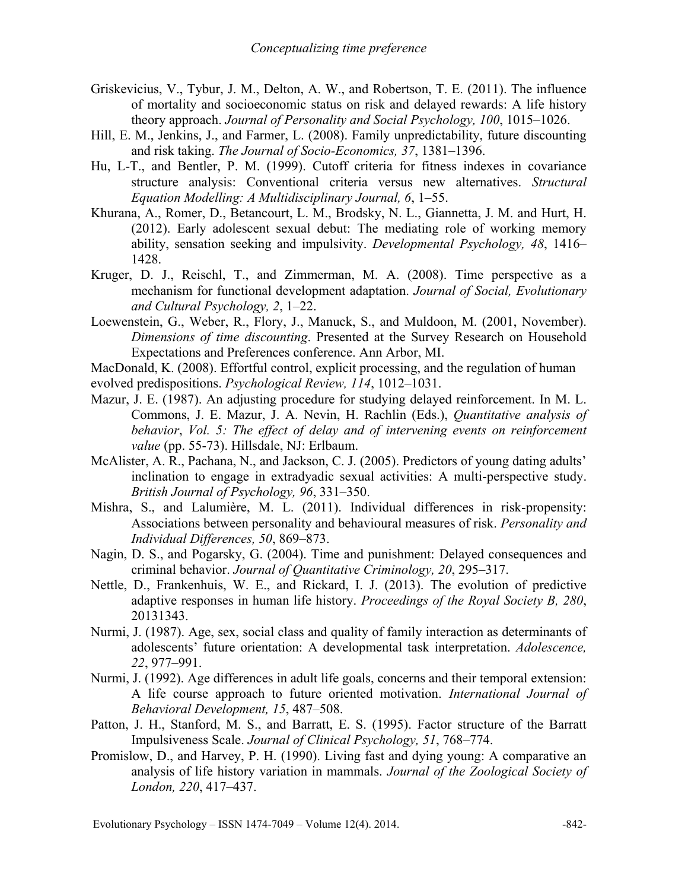Griskevicius, V., Tybur, J. M., Delton, A. W., and Robertson, T. E. (2011). The influence of mortality and socioeconomic status on risk and delayed rewards: A life history theory approach. *Journal of Personality and Social Psychology, 100*, 1015–1026.

Hill, E. M., Jenkins, J., and Farmer, L. (2008). Family unpredictability, future discounting and risk taking. *The Journal of Socio-Economics, 37*, 1381–1396.

Hu, L-T., and Bentler, P. M. (1999). Cutoff criteria for fitness indexes in covariance structure analysis: Conventional criteria versus new alternatives. *Structural Equation Modelling: A Multidisciplinary Journal, 6*, 1–55.

Khurana, A., Romer, D., Betancourt, L. M., Brodsky, N. L., Giannetta, J. M. and Hurt, H. (2012). Early adolescent sexual debut: The mediating role of working memory ability, sensation seeking and impulsivity. *Developmental Psychology, 48*, 1416–1428.

Kruger, D. J., Reischl, T., and Zimmerman, M. A. (2008). Time perspective as a mechanism for functional development adaptation. *Journal of Social, Evolutionary and Cultural Psychology, 2*, 1–22.

Loewenstein, G., Weber, R., Flory, J., Manuck, S., and Muldoon, M. (2001, November). *Dimensions of time discounting*. Presented at the Survey Research on Household Expectations and Preferences conference. Ann Arbor, MI.

MacDonald, K. (2008). Effortful control, explicit processing, and the regulation of human evolved predispositions. *Psychological Review, 114*, 1012–1031.

Mazur, J. E. (1987). An adjusting procedure for studying delayed reinforcement. In M. L. Commons, J. E. Mazur, J. A. Nevin, H. Rachlin (Eds.), *Quantitative analysis of behavior*, *Vol. 5: The effect of delay and of intervening events on reinforcement value* (pp. 55-73). Hillsdale, NJ: Erlbaum.

McAlister, A. R., Pachana, N., and Jackson, C. J. (2005). Predictors of young dating adults' inclination to engage in extradyadic sexual activities: A multi-perspective study. *British Journal of Psychology, 96*, 331–350.

Mishra, S., and Lalumière, M. L. (2011). Individual differences in risk-propensity: Associations between personality and behavioural measures of risk. *Personality and Individual Differences, 50*, 869–873.

Nagin, D. S., and Pogarsky, G. (2004). Time and punishment: Delayed consequences and criminal behavior. *Journal of Quantitative Criminology, 20*, 295–317.

Nettle, D., Frankenhuis, W. E., and Rickard, I. J. (2013). The evolution of predictive adaptive responses in human life history. *Proceedings of the Royal Society B, 280*, 20131343.

Nurmi, J. (1987). Age, sex, social class and quality of family interaction as determinants of adolescents' future orientation: A developmental task interpretation. *Adolescence, 22*, 977–991.

Nurmi, J. (1992). Age differences in adult life goals, concerns and their temporal extension: A life course approach to future oriented motivation. *International Journal of Behavioral Development, 15*, 487–508.

Patton, J. H., Stanford, M. S., and Barratt, E. S. (1995). Factor structure of the Barratt Impulsiveness Scale. *Journal of Clinical Psychology, 51*, 768–774.

Promislow, D., and Harvey, P. H. (1990). Living fast and dying young: A comparative an analysis of life history variation in mammals. *Journal of the Zoological Society of London, 220*, 417–437.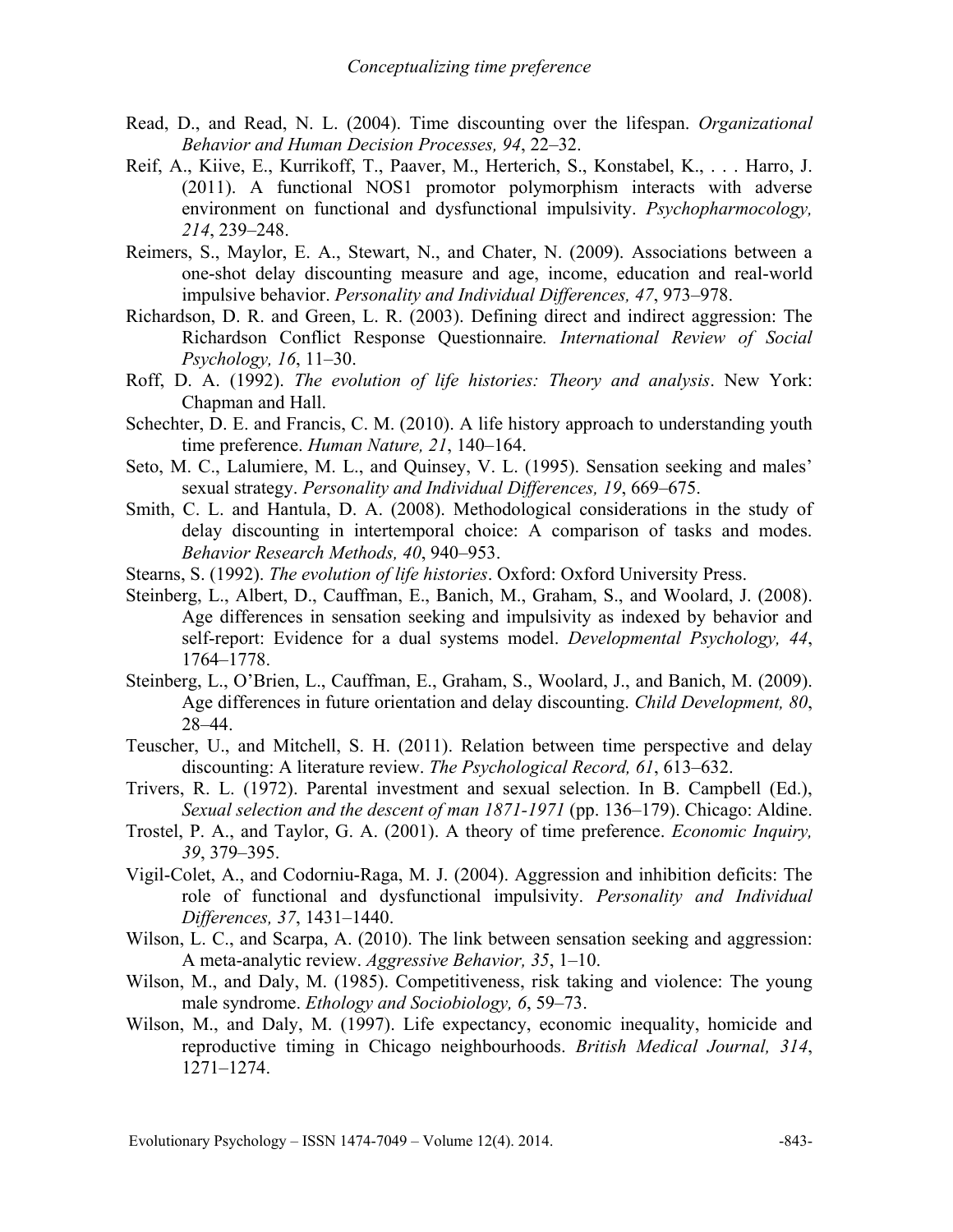Read, D., and Read, N. L. (2004). Time discounting over the lifespan. *Organizational Behavior and Human Decision Processes, 94*, 22–32.

Reif, A., Kiive, E., Kurrikoff, T., Paaver, M., Herterich, S., Konstabel, K., . . . Harro, J. (2011). A functional NOS1 promotor polymorphism interacts with adverse environment on functional and dysfunctional impulsivity. *Psychopharmocology, 214*, 239–248.

Reimers, S., Maylor, E. A., Stewart, N., and Chater, N. (2009). Associations between a one-shot delay discounting measure and age, income, education and real-world impulsive behavior. *Personality and Individual Differences, 47*, 973–978.

Richardson, D. R. and Green, L. R. (2003). Defining direct and indirect aggression: The Richardson Conflict Response Questionnaire. *International Review of Social Psychology, 16*, 11–30.

Roff, D. A. (1992). *The evolution of life histories: Theory and analysis*. New York: Chapman and Hall.

Schechter, D. E. and Francis, C. M. (2010). A life history approach to understanding youth time preference. *Human Nature, 21*, 140–164.

Seto, M. C., Lalumiere, M. L., and Quinsey, V. L. (1995). Sensation seeking and males' sexual strategy. *Personality and Individual Differences, 19*, 669–675.

Smith, C. L. and Hantula, D. A. (2008). Methodological considerations in the study of delay discounting in intertemporal choice: A comparison of tasks and modes. *Behavior Research Methods, 40*, 940–953.

Stearns, S. (1992). *The evolution of life histories*. Oxford: Oxford University Press.

Steinberg, L., Albert, D., Cauffman, E., Banich, M., Graham, S., and Woolard, J. (2008). Age differences in sensation seeking and impulsivity as indexed by behavior and self-report: Evidence for a dual systems model. *Developmental Psychology, 44*, 1764–1778.

Steinberg, L., O'Brien, L., Cauffman, E., Graham, S., Woolard, J., and Banich, M. (2009). Age differences in future orientation and delay discounting. *Child Development, 80*, 28–44.

Teuscher, U., and Mitchell, S. H. (2011). Relation between time perspective and delay discounting: A literature review. *The Psychological Record, 61*, 613–632.

Trivers, R. L. (1972). Parental investment and sexual selection. In B. Campbell (Ed.), *Sexual selection and the descent of man 1871-1971* (pp. 136–179). Chicago: Aldine.

Trostel, P. A., and Taylor, G. A. (2001). A theory of time preference. *Economic Inquiry, 39*, 379–395.

Vigil-Colet, A., and Codorniu-Raga, M. J. (2004). Aggression and inhibition deficits: The role of functional and dysfunctional impulsivity. *Personality and Individual Differences, 37*, 1431–1440.

Wilson, L. C., and Scarpa, A. (2010). The link between sensation seeking and aggression: A meta-analytic review. *Aggressive Behavior, 35*, 1–10.

Wilson, M., and Daly, M. (1985). Competitiveness, risk taking and violence: The young male syndrome. *Ethology and Sociobiology, 6*, 59–73.

Wilson, M., and Daly, M. (1997). Life expectancy, economic inequality, homicide and reproductive timing in Chicago neighbourhoods. *British Medical Journal, 314*, 1271–1274.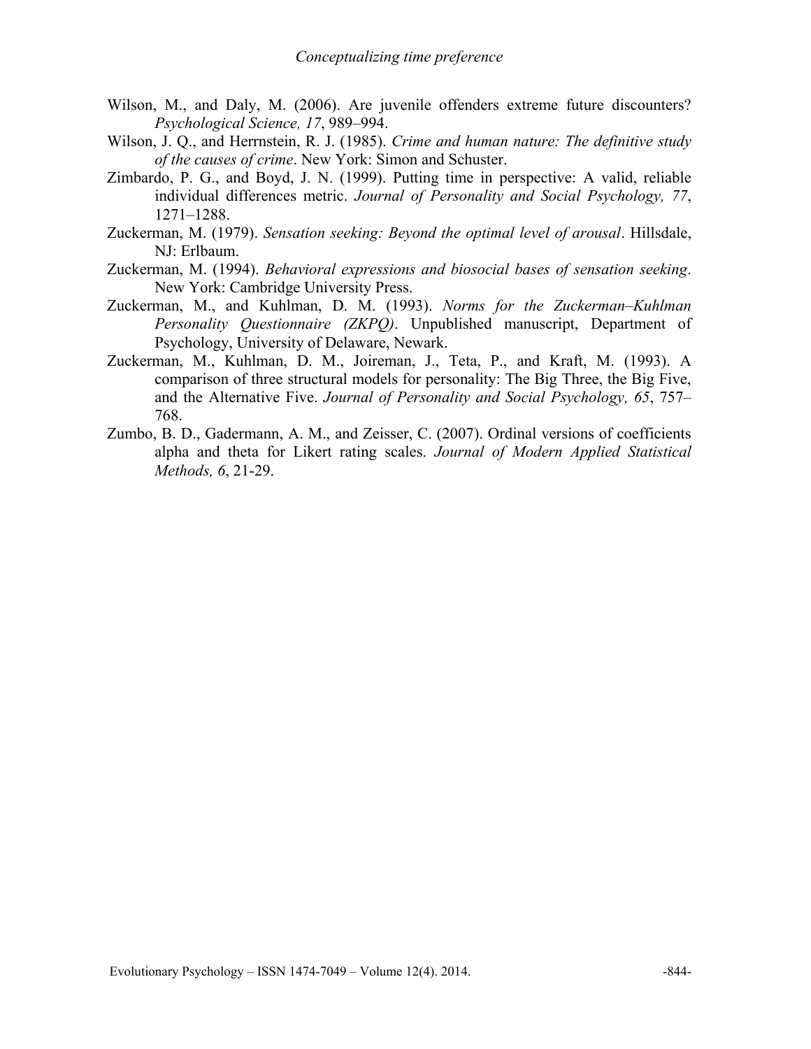Wilson, M., and Daly, M. (2006). Are juvenile offenders extreme future discounters? *Psychological Science, 17*, 989–994.

Wilson, J. Q., and Herrnstein, R. J. (1985). *Crime and human nature: The definitive study of the causes of crime*. New York: Simon and Schuster.

Zimbardo, P. G., and Boyd, J. N. (1999). Putting time in perspective: A valid, reliable individual differences metric. *Journal of Personality and Social Psychology, 77*, 1271–1288.

Zuckerman, M. (1979). *Sensation seeking: Beyond the optimal level of arousal*. Hillsdale, NJ: Erlbaum.

Zuckerman, M. (1994). *Behavioral expressions and biosocial bases of sensation seeking*. New York: Cambridge University Press.

Zuckerman, M., and Kuhlman, D. M. (1993). *Norms for the Zuckerman–Kuhlman Personality Questionnaire (ZKPQ)*. Unpublished manuscript, Department of Psychology, University of Delaware, Newark.

Zuckerman, M., Kuhlman, D. M., Joireman, J., Teta, P., and Kraft, M. (1993). A comparison of three structural models for personality: The Big Three, the Big Five, and the Alternative Five. *Journal of Personality and Social Psychology, 65*, 757–768.

Zumbo, B. D., Gadermann, A. M., and Zeisser, C. (2007). Ordinal versions of coefficients alpha and theta for Likert rating scales. *Journal of Modern Applied Statistical Methods, 6*, 21-29.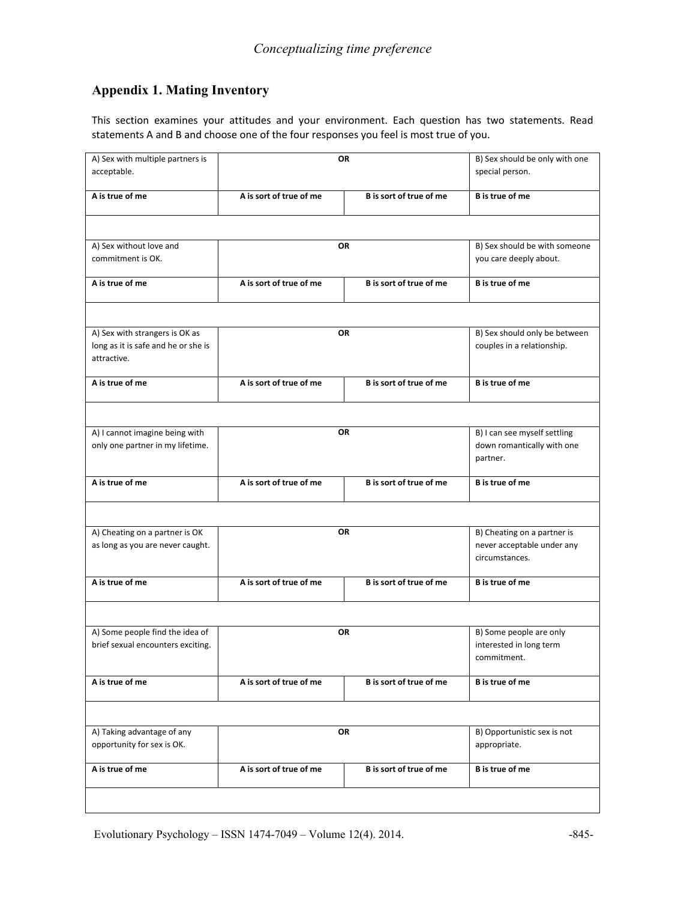## Appendix 1. Mating Inventory

This section examines your attitudes and your environment. Each question has two statements. Read statements A and B and choose one of the four responses you feel is most true of you.

| A) Sex with multiple partners is acceptable. | OR | | B) Sex should be only with one special person. |
|---|---|---|---|
| **A is true of me** | **A is sort of true of me** | **B is sort of true of me** | **B is true of me** |
| | | | |
| A) Sex without love and commitment is OK. | OR | | B) Sex should be with someone you care deeply about. |
| **A is true of me** | **A is sort of true of me** | **B is sort of true of me** | **B is true of me** |
| | | | |
| A) Sex with strangers is OK as long as it is safe and he or she is attractive. | OR | | B) Sex should only be between couples in a relationship. |
| **A is true of me** | **A is sort of true of me** | **B is sort of true of me** | **B is true of me** |
| | | | |
| A) I cannot imagine being with only one partner in my lifetime. | OR | | B) I can see myself settling down romantically with one partner. |
| **A is true of me** | **A is sort of true of me** | **B is sort of true of me** | **B is true of me** |
| | | | |
| A) Cheating on a partner is OK as long as you are never caught. | OR | | B) Cheating on a partner is never acceptable under any circumstances. |
| **A is true of me** | **A is sort of true of me** | **B is sort of true of me** | **B is true of me** |
| | | | |
| A) Some people find the idea of brief sexual encounters exciting. | OR | | B) Some people are only interested in long term commitment. |
| **A is true of me** | **A is sort of true of me** | **B is sort of true of me** | **B is true of me** |
| | | | |
| A) Taking advantage of any opportunity for sex is OK. | OR | | B) Opportunistic sex is not appropriate. |
| **A is true of me** | **A is sort of true of me** | **B is sort of true of me** | **B is true of me** |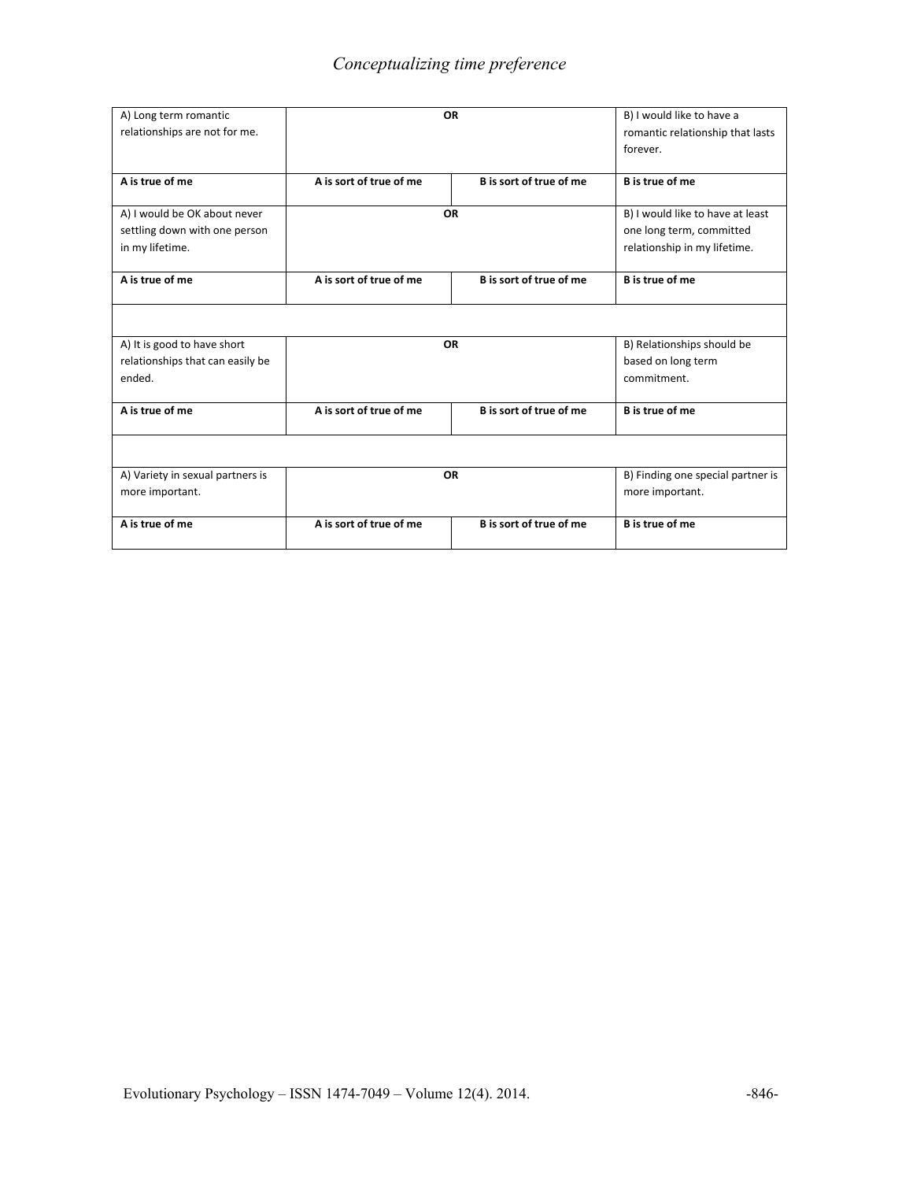| A) Long term romantic relationships are not for me. | OR | | B) I would like to have a romantic relationship that lasts forever. |
|---|---|---|---|
| **A is true of me** | **A is sort of true of me** | **B is sort of true of me** | **B is true of me** |
| A) I would be OK about never settling down with one person in my lifetime. | **OR** | | B) I would like to have at least one long term, committed relationship in my lifetime. |
| **A is true of me** | **A is sort of true of me** | **B is sort of true of me** | **B is true of me** |
| | | | |
| A) It is good to have short relationships that can easily be ended. | **OR** | | B) Relationships should be based on long term commitment. |
| **A is true of me** | **A is sort of true of me** | **B is sort of true of me** | **B is true of me** |
| | | | |
| A) Variety in sexual partners is more important. | **OR** | | B) Finding one special partner is more important. |
| **A is true of me** | **A is sort of true of me** | **B is sort of true of me** | **B is true of me** |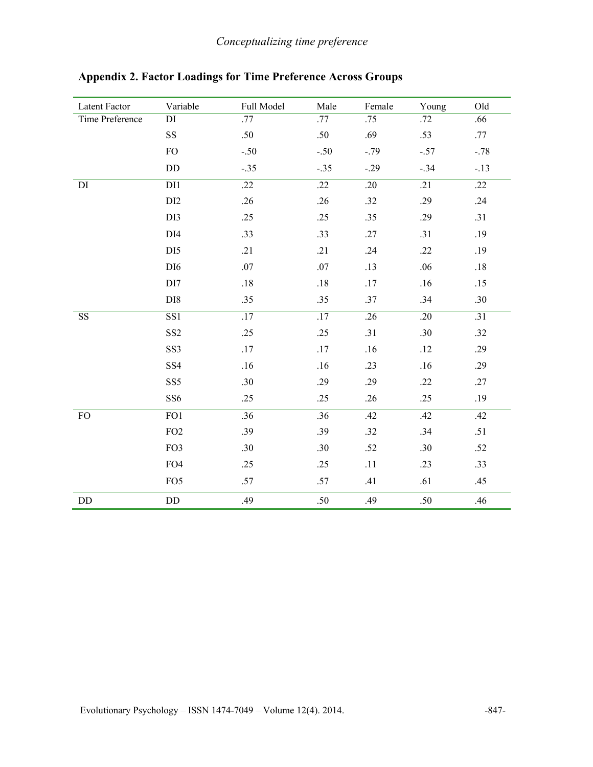## Appendix 2. Factor Loadings for Time Preference Across Groups

| Latent Factor | Variable | Full Model | Male | Female | Young | Old |
|---|---|---|---|---|---|---|
| Time Preference | DI | .77 | .77 | .75 | .72 | .66 |
| | SS | .50 | .50 | .69 | .53 | .77 |
| | FO | -.50 | -.50 | -.79 | -.57 | -.78 |
| | DD | -.35 | -.35 | -.29 | -.34 | -.13 |
| DI | DI1 | .22 | .22 | .20 | .21 | .22 |
| | DI2 | .26 | .26 | .32 | .29 | .24 |
| | DI3 | .25 | .25 | .35 | .29 | .31 |
| | DI4 | .33 | .33 | .27 | .31 | .19 |
| | DI5 | .21 | .21 | .24 | .22 | .19 |
| | DI6 | .07 | .07 | .13 | .06 | .18 |
| | DI7 | .18 | .18 | .17 | .16 | .15 |
| | DI8 | .35 | .35 | .37 | .34 | .30 |
| SS | SS1 | .17 | .17 | .26 | .20 | .31 |
| | SS2 | .25 | .25 | .31 | .30 | .32 |
| | SS3 | .17 | .17 | .16 | .12 | .29 |
| | SS4 | .16 | .16 | .23 | .16 | .29 |
| | SS5 | .30 | .29 | .29 | .22 | .27 |
| | SS6 | .25 | .25 | .26 | .25 | .19 |
| FO | FO1 | .36 | .36 | .42 | .42 | .42 |
| | FO2 | .39 | .39 | .32 | .34 | .51 |
| | FO3 | .30 | .30 | .52 | .30 | .52 |
| | FO4 | .25 | .25 | .11 | .23 | .33 |
| | FO5 | .57 | .57 | .41 | .61 | .45 |
| DD | DD | .49 | .50 | .49 | .50 | .46 |